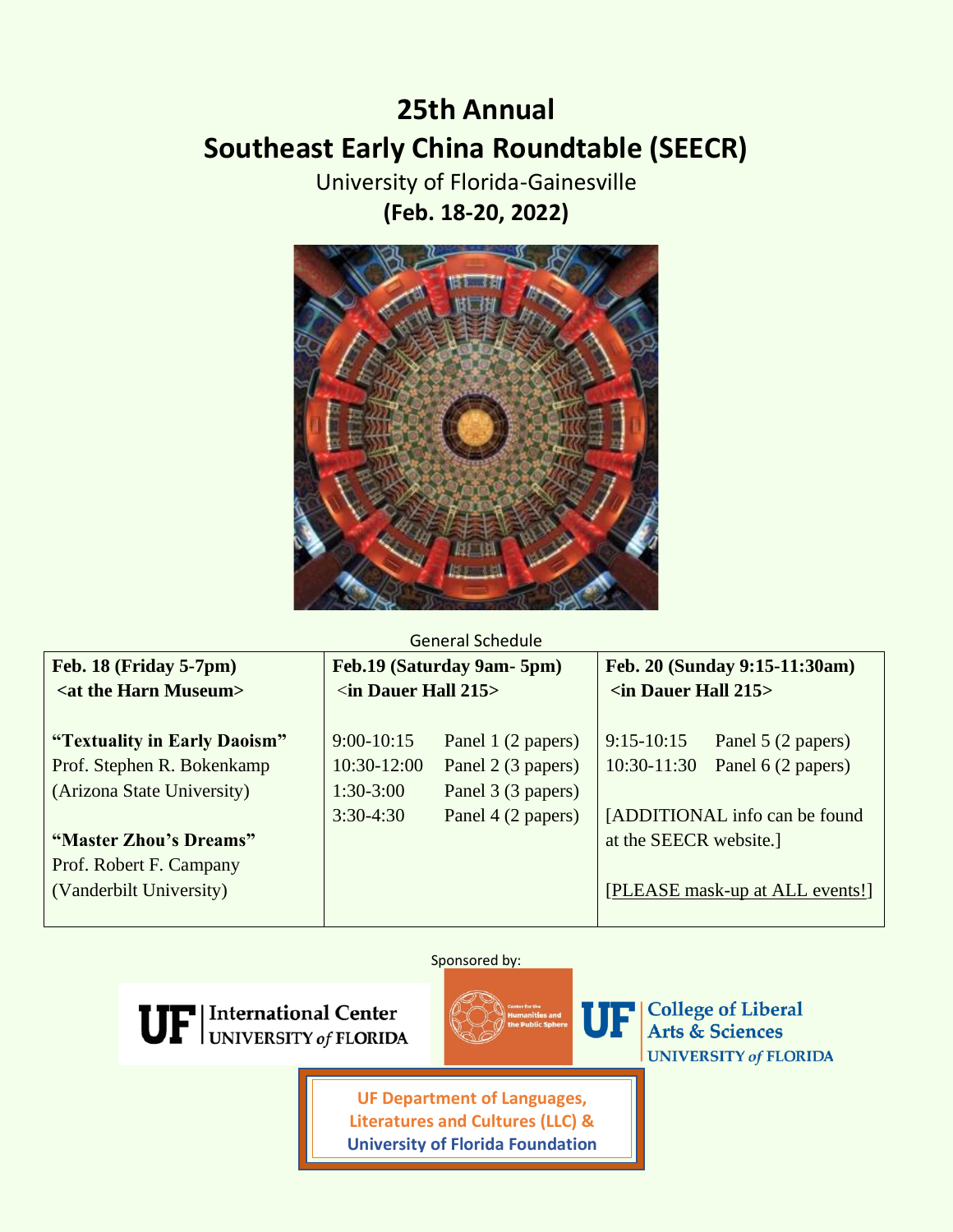# 25th Annual
# Southeast Early China Roundtable (SEECR)

University of Florida-Gainesville

**(Feb. 18-20, 2022)**

General Schedule

| **Feb. 18 (Friday 5-7pm) <at the Harn Museum>** | **Feb.19 (Saturday 9am- 5pm) <in Dauer Hall 215>** | **Feb. 20 (Sunday 9:15-11:30am) <in Dauer Hall 215>** |
| --- | --- | --- |
| **"Textuality in Early Daoism"** Prof. Stephen R. Bokenkamp (Arizona State University) | 9:00-10:15 Panel 1 (2 papers) | 9:15-10:15 Panel 5 (2 papers) |
| | 10:30-12:00 Panel 2 (3 papers) | 10:30-11:30 Panel 6 (2 papers) |
| **"Master Zhou's Dreams"** Prof. Robert F. Campany (Vanderbilt University) | 1:30-3:00 Panel 3 (3 papers) | [ADDITIONAL info can be found at the SEECR website.] |
| | 3:30-4:30 Panel 4 (2 papers) | [PLEASE mask-up at ALL events!] |

Sponsored by:

UF International Center UNIVERSITY of FLORIDA

Center for the Humanities and the Public Sphere

UF College of Liberal Arts & Sciences UNIVERSITY of FLORIDA

UF Department of Languages, Literatures and Cultures (LLC) &
University of Florida Foundation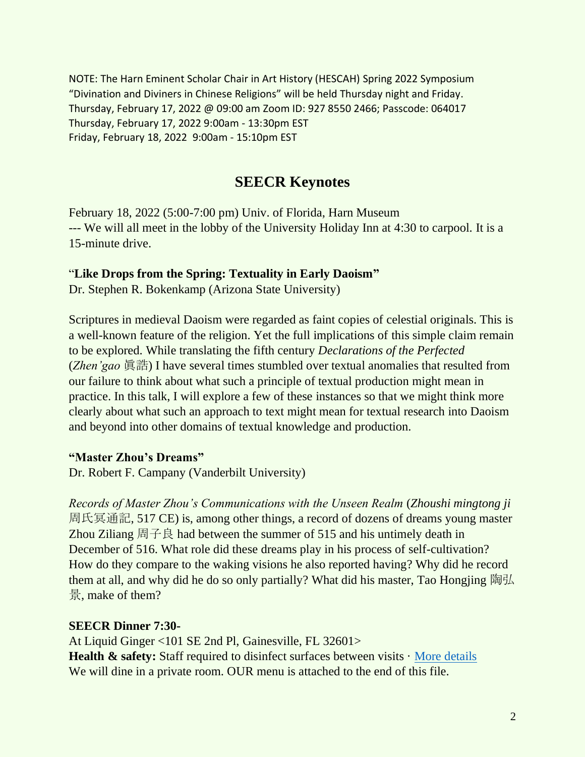NOTE: The Harn Eminent Scholar Chair in Art History (HESCAH) Spring 2022 Symposium "Divination and Diviners in Chinese Religions" will be held Thursday night and Friday.
Thursday, February 17, 2022 @ 09:00 am Zoom ID: 927 8550 2466; Passcode: 064017
Thursday, February 17, 2022 9:00am - 13:30pm EST
Friday, February 18, 2022 9:00am - 15:10pm EST

## SEECR Keynotes

February 18, 2022 (5:00-7:00 pm) Univ. of Florida, Harn Museum
--- We will all meet in the lobby of the University Holiday Inn at 4:30 to carpool. It is a 15-minute drive.

**"Like Drops from the Spring: Textuality in Early Daoism"**
Dr. Stephen R. Bokenkamp (Arizona State University)

Scriptures in medieval Daoism were regarded as faint copies of celestial originals. This is a well-known feature of the religion. Yet the full implications of this simple claim remain to be explored. While translating the fifth century *Declarations of the Perfected* (*Zhen'gao* 眞誥) I have several times stumbled over textual anomalies that resulted from our failure to think about what such a principle of textual production might mean in practice. In this talk, I will explore a few of these instances so that we might think more clearly about what such an approach to text might mean for textual research into Daoism and beyond into other domains of textual knowledge and production.

**"Master Zhou's Dreams"**
Dr. Robert F. Campany (Vanderbilt University)

*Records of Master Zhou's Communications with the Unseen Realm* (*Zhoushi mingtong ji* 周氏冥通記, 517 CE) is, among other things, a record of dozens of dreams young master Zhou Ziliang 周子良 had between the summer of 515 and his untimely death in December of 516. What role did these dreams play in his process of self-cultivation? How do they compare to the waking visions he also reported having? Why did he record them at all, and why did he do so only partially? What did his master, Tao Hongjing 陶弘景, make of them?

**SEECR Dinner 7:30-**
At Liquid Ginger <101 SE 2nd Pl, Gainesville, FL 32601>
**Health & safety:** Staff required to disinfect surfaces between visits · More details
We will dine in a private room. OUR menu is attached to the end of this file.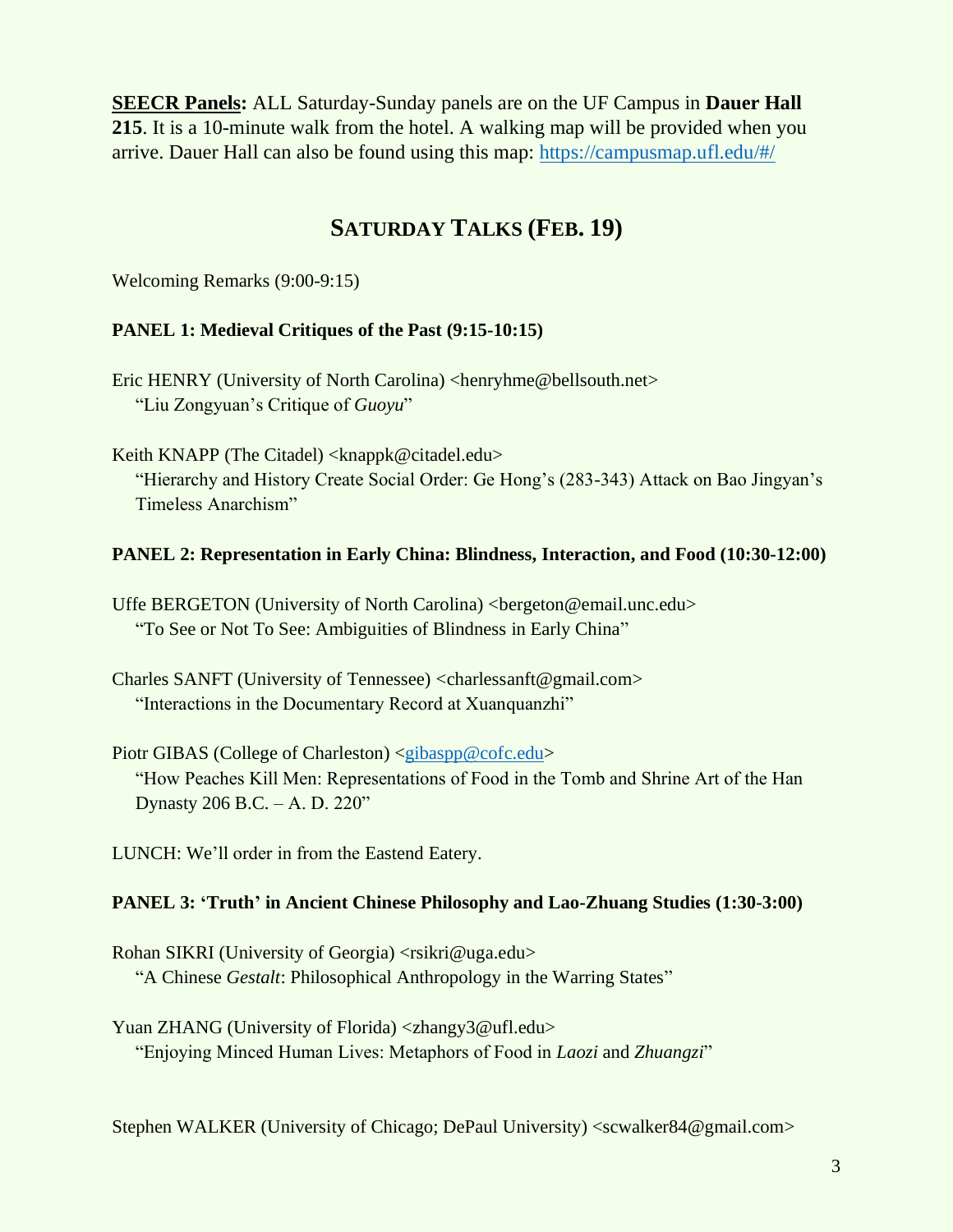**SEECR Panels:** ALL Saturday-Sunday panels are on the UF Campus in **Dauer Hall 215**. It is a 10-minute walk from the hotel. A walking map will be provided when you arrive. Dauer Hall can also be found using this map: https://campusmap.ufl.edu/#/

## SATURDAY TALKS (FEB. 19)

Welcoming Remarks (9:00-9:15)

**PANEL 1: Medieval Critiques of the Past (9:15-10:15)**

Eric HENRY (University of North Carolina) <henryhme@bellsouth.net>
"Liu Zongyuan's Critique of *Guoyu*"

Keith KNAPP (The Citadel) <knappk@citadel.edu>
"Hierarchy and History Create Social Order: Ge Hong's (283-343) Attack on Bao Jingyan's Timeless Anarchism"

**PANEL 2: Representation in Early China: Blindness, Interaction, and Food (10:30-12:00)**

Uffe BERGETON (University of North Carolina) <bergeton@email.unc.edu>
"To See or Not To See: Ambiguities of Blindness in Early China"

Charles SANFT (University of Tennessee) <charlessanft@gmail.com>
"Interactions in the Documentary Record at Xuanquanzhi"

Piotr GIBAS (College of Charleston) <gibaspp@cofc.edu>
"How Peaches Kill Men: Representations of Food in the Tomb and Shrine Art of the Han Dynasty 206 B.C. – A. D. 220"

LUNCH: We'll order in from the Eastend Eatery.

**PANEL 3: 'Truth' in Ancient Chinese Philosophy and Lao-Zhuang Studies (1:30-3:00)**

Rohan SIKRI (University of Georgia) <rsikri@uga.edu>
"A Chinese *Gestalt*: Philosophical Anthropology in the Warring States"

Yuan ZHANG (University of Florida) <zhangy3@ufl.edu>
"Enjoying Minced Human Lives: Metaphors of Food in *Laozi* and *Zhuangzi*"

Stephen WALKER (University of Chicago; DePaul University) <scwalker84@gmail.com>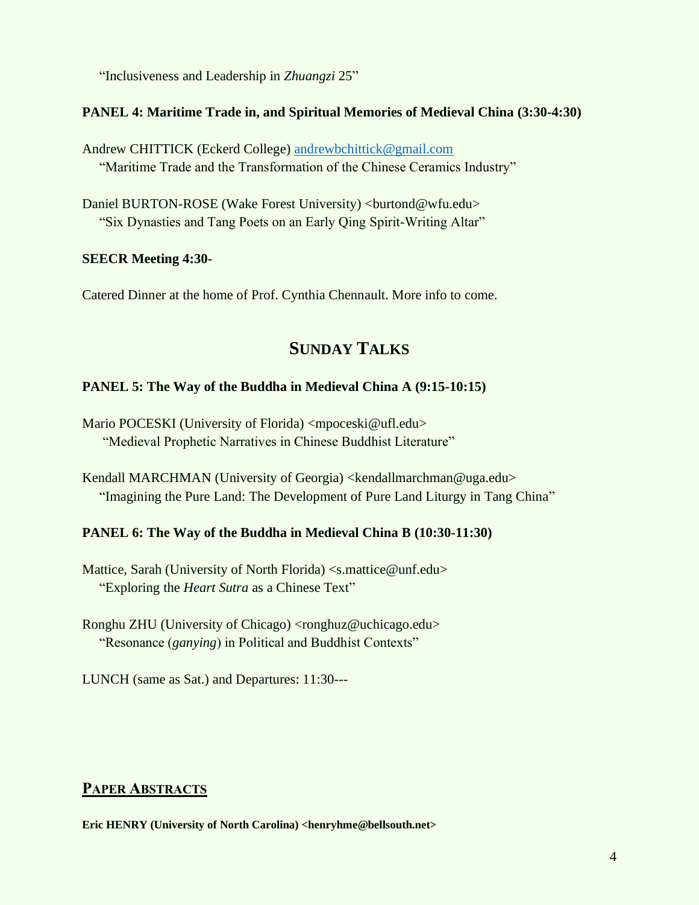"Inclusiveness and Leadership in *Zhuangzi* 25"

**PANEL 4: Maritime Trade in, and Spiritual Memories of Medieval China (3:30-4:30)**

Andrew CHITTICK (Eckerd College) andrewbchittick@gmail.com
"Maritime Trade and the Transformation of the Chinese Ceramics Industry"

Daniel BURTON-ROSE (Wake Forest University) <burtond@wfu.edu>
"Six Dynasties and Tang Poets on an Early Qing Spirit-Writing Altar"

**SEECR Meeting 4:30-**

Catered Dinner at the home of Prof. Cynthia Chennault. More info to come.

## SUNDAY TALKS

**PANEL 5: The Way of the Buddha in Medieval China A (9:15-10:15)**

Mario POCESKI (University of Florida) <mpoceski@ufl.edu>
"Medieval Prophetic Narratives in Chinese Buddhist Literature"

Kendall MARCHMAN (University of Georgia) <kendallmarchman@uga.edu>
"Imagining the Pure Land: The Development of Pure Land Liturgy in Tang China"

**PANEL 6: The Way of the Buddha in Medieval China B (10:30-11:30)**

Mattice, Sarah (University of North Florida) <s.mattice@unf.edu>
"Exploring the *Heart Sutra* as a Chinese Text"

Ronghu ZHU (University of Chicago) <ronghuz@uchicago.edu>
"Resonance (*ganying*) in Political and Buddhist Contexts"

LUNCH (same as Sat.) and Departures: 11:30---

## PAPER ABSTRACTS

**Eric HENRY (University of North Carolina) <henryhme@bellsouth.net>**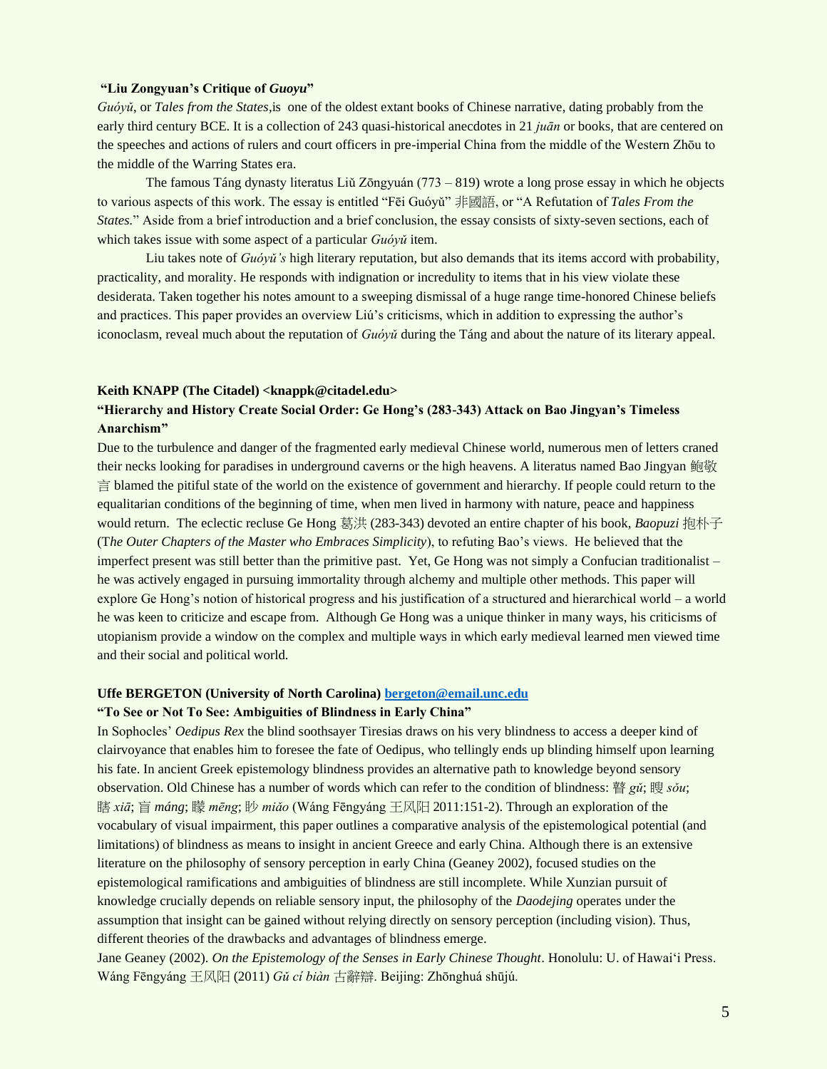**"Liu Zongyuan's Critique of *Guoyu*"**

*Guóyǔ*, or *Tales from the States*,is one of the oldest extant books of Chinese narrative, dating probably from the early third century BCE. It is a collection of 243 quasi-historical anecdotes in 21 *juān* or books, that are centered on the speeches and actions of rulers and court officers in pre-imperial China from the middle of the Western Zhōu to the middle of the Warring States era.

The famous Táng dynasty literatus Liǔ Zōngyuán (773 – 819) wrote a long prose essay in which he objects to various aspects of this work. The essay is entitled "Fēi Guóyǔ" 非國語, or "A Refutation of *Tales From the States.*" Aside from a brief introduction and a brief conclusion, the essay consists of sixty-seven sections, each of which takes issue with some aspect of a particular *Guóyǔ* item.

Liu takes note of *Guóyǔ's* high literary reputation, but also demands that its items accord with probability, practicality, and morality. He responds with indignation or incredulity to items that in his view violate these desiderata. Taken together his notes amount to a sweeping dismissal of a huge range time-honored Chinese beliefs and practices. This paper provides an overview Liú's criticisms, which in addition to expressing the author's iconoclasm, reveal much about the reputation of *Guóyǔ* during the Táng and about the nature of its literary appeal.

**Keith KNAPP (The Citadel) <knappk@citadel.edu>**

**"Hierarchy and History Create Social Order: Ge Hong's (283-343) Attack on Bao Jingyan's Timeless Anarchism"**

Due to the turbulence and danger of the fragmented early medieval Chinese world, numerous men of letters craned their necks looking for paradises in underground caverns or the high heavens. A literatus named Bao Jingyan 鮑敬言 blamed the pitiful state of the world on the existence of government and hierarchy. If people could return to the equalitarian conditions of the beginning of time, when men lived in harmony with nature, peace and happiness would return. The eclectic recluse Ge Hong 葛洪 (283-343) devoted an entire chapter of his book, *Baopuzi* 抱朴子 (T*he Outer Chapters of the Master who Embraces Simplicity*), to refuting Bao's views. He believed that the imperfect present was still better than the primitive past. Yet, Ge Hong was not simply a Confucian traditionalist – he was actively engaged in pursuing immortality through alchemy and multiple other methods. This paper will explore Ge Hong's notion of historical progress and his justification of a structured and hierarchical world – a world he was keen to criticize and escape from. Although Ge Hong was a unique thinker in many ways, his criticisms of utopianism provide a window on the complex and multiple ways in which early medieval learned men viewed time and their social and political world.

**Uffe BERGETON (University of North Carolina) bergeton@email.unc.edu**

**"To See or Not To See: Ambiguities of Blindness in Early China"**

In Sophocles' *Oedipus Rex* the blind soothsayer Tiresias draws on his very blindness to access a deeper kind of clairvoyance that enables him to foresee the fate of Oedipus, who tellingly ends up blinding himself upon learning his fate. In ancient Greek epistemology blindness provides an alternative path to knowledge beyond sensory observation. Old Chinese has a number of words which can refer to the condition of blindness: 瞽 *gǔ*; 瞍 *sǒu*; 瞎 *xiā*; 盲 *máng*; 矇 *mēng*; 眇 *miǎo* (Wáng Fēngyáng 王凤阳 2011:151-2). Through an exploration of the vocabulary of visual impairment, this paper outlines a comparative analysis of the epistemological potential (and limitations) of blindness as means to insight in ancient Greece and early China. Although there is an extensive literature on the philosophy of sensory perception in early China (Geaney 2002), focused studies on the epistemological ramifications and ambiguities of blindness are still incomplete. While Xunzian pursuit of knowledge crucially depends on reliable sensory input, the philosophy of the *Daodejing* operates under the assumption that insight can be gained without relying directly on sensory perception (including vision). Thus, different theories of the drawbacks and advantages of blindness emerge.

Jane Geaney (2002). *On the Epistemology of the Senses in Early Chinese Thought*. Honolulu: U. of Hawai'i Press.
Wáng Fēngyáng 王凤阳 (2011) *Gǔ cí biàn* 古辭辯. Beijing: Zhōnghuá shūjú.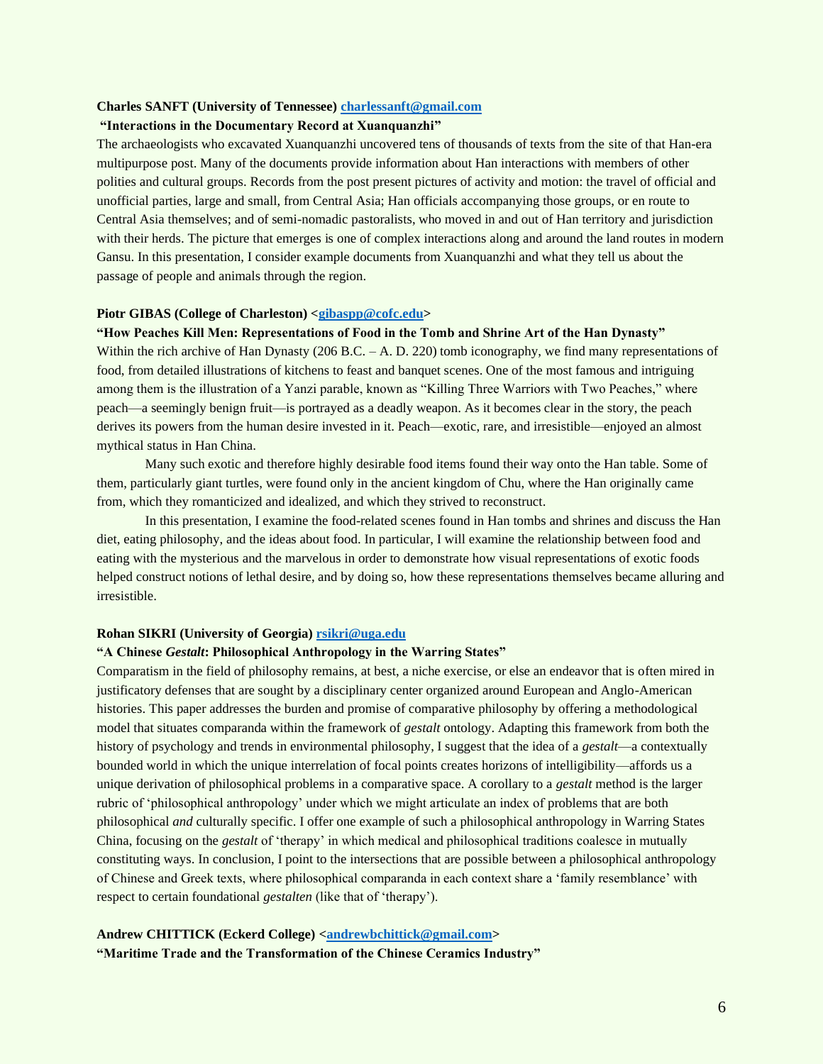**Charles SANFT (University of Tennessee) charlessanft@gmail.com**

**"Interactions in the Documentary Record at Xuanquanzhi"**

The archaeologists who excavated Xuanquanzhi uncovered tens of thousands of texts from the site of that Han-era multipurpose post. Many of the documents provide information about Han interactions with members of other polities and cultural groups. Records from the post present pictures of activity and motion: the travel of official and unofficial parties, large and small, from Central Asia; Han officials accompanying those groups, or en route to Central Asia themselves; and of semi-nomadic pastoralists, who moved in and out of Han territory and jurisdiction with their herds. The picture that emerges is one of complex interactions along and around the land routes in modern Gansu. In this presentation, I consider example documents from Xuanquanzhi and what they tell us about the passage of people and animals through the region.

**Piotr GIBAS (College of Charleston) <gibaspp@cofc.edu>**

**"How Peaches Kill Men: Representations of Food in the Tomb and Shrine Art of the Han Dynasty"**

Within the rich archive of Han Dynasty (206 B.C. – A. D. 220) tomb iconography, we find many representations of food, from detailed illustrations of kitchens to feast and banquet scenes. One of the most famous and intriguing among them is the illustration of a Yanzi parable, known as "Killing Three Warriors with Two Peaches," where peach—a seemingly benign fruit—is portrayed as a deadly weapon. As it becomes clear in the story, the peach derives its powers from the human desire invested in it. Peach—exotic, rare, and irresistible—enjoyed an almost mythical status in Han China.

Many such exotic and therefore highly desirable food items found their way onto the Han table. Some of them, particularly giant turtles, were found only in the ancient kingdom of Chu, where the Han originally came from, which they romanticized and idealized, and which they strived to reconstruct.

In this presentation, I examine the food-related scenes found in Han tombs and shrines and discuss the Han diet, eating philosophy, and the ideas about food. In particular, I will examine the relationship between food and eating with the mysterious and the marvelous in order to demonstrate how visual representations of exotic foods helped construct notions of lethal desire, and by doing so, how these representations themselves became alluring and irresistible.

**Rohan SIKRI (University of Georgia) rsikri@uga.edu**

**"A Chinese *Gestalt*: Philosophical Anthropology in the Warring States"**

Comparatism in the field of philosophy remains, at best, a niche exercise, or else an endeavor that is often mired in justificatory defenses that are sought by a disciplinary center organized around European and Anglo-American histories. This paper addresses the burden and promise of comparative philosophy by offering a methodological model that situates comparanda within the framework of *gestalt* ontology. Adapting this framework from both the history of psychology and trends in environmental philosophy, I suggest that the idea of a *gestalt*—a contextually bounded world in which the unique interrelation of focal points creates horizons of intelligibility—affords us a unique derivation of philosophical problems in a comparative space. A corollary to a *gestalt* method is the larger rubric of 'philosophical anthropology' under which we might articulate an index of problems that are both philosophical *and* culturally specific. I offer one example of such a philosophical anthropology in Warring States China, focusing on the *gestalt* of 'therapy' in which medical and philosophical traditions coalesce in mutually constituting ways. In conclusion, I point to the intersections that are possible between a philosophical anthropology of Chinese and Greek texts, where philosophical comparanda in each context share a 'family resemblance' with respect to certain foundational *gestalten* (like that of 'therapy').

**Andrew CHITTICK (Eckerd College) <andrewbchittick@gmail.com>**

**"Maritime Trade and the Transformation of the Chinese Ceramics Industry"**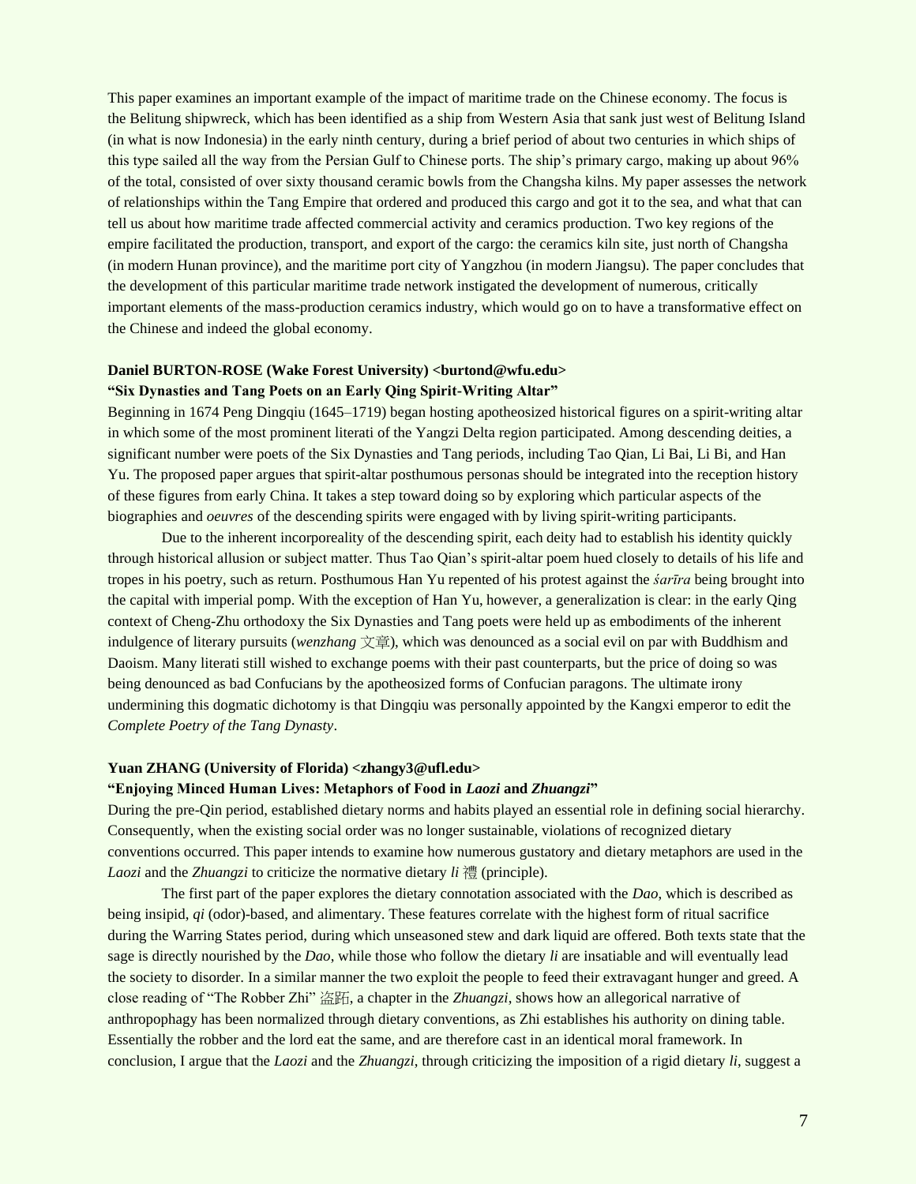This paper examines an important example of the impact of maritime trade on the Chinese economy. The focus is the Belitung shipwreck, which has been identified as a ship from Western Asia that sank just west of Belitung Island (in what is now Indonesia) in the early ninth century, during a brief period of about two centuries in which ships of this type sailed all the way from the Persian Gulf to Chinese ports. The ship's primary cargo, making up about 96% of the total, consisted of over sixty thousand ceramic bowls from the Changsha kilns. My paper assesses the network of relationships within the Tang Empire that ordered and produced this cargo and got it to the sea, and what that can tell us about how maritime trade affected commercial activity and ceramics production. Two key regions of the empire facilitated the production, transport, and export of the cargo: the ceramics kiln site, just north of Changsha (in modern Hunan province), and the maritime port city of Yangzhou (in modern Jiangsu). The paper concludes that the development of this particular maritime trade network instigated the development of numerous, critically important elements of the mass-production ceramics industry, which would go on to have a transformative effect on the Chinese and indeed the global economy.

**Daniel BURTON-ROSE (Wake Forest University) <burtond@wfu.edu>**
**"Six Dynasties and Tang Poets on an Early Qing Spirit-Writing Altar"**

Beginning in 1674 Peng Dingqiu (1645–1719) began hosting apotheosized historical figures on a spirit-writing altar in which some of the most prominent literati of the Yangzi Delta region participated. Among descending deities, a significant number were poets of the Six Dynasties and Tang periods, including Tao Qian, Li Bai, Li Bi, and Han Yu. The proposed paper argues that spirit-altar posthumous personas should be integrated into the reception history of these figures from early China. It takes a step toward doing so by exploring which particular aspects of the biographies and *oeuvres* of the descending spirits were engaged with by living spirit-writing participants.

Due to the inherent incorporeality of the descending spirit, each deity had to establish his identity quickly through historical allusion or subject matter. Thus Tao Qian's spirit-altar poem hued closely to details of his life and tropes in his poetry, such as return. Posthumous Han Yu repented of his protest against the *śarīra* being brought into the capital with imperial pomp. With the exception of Han Yu, however, a generalization is clear: in the early Qing context of Cheng-Zhu orthodoxy the Six Dynasties and Tang poets were held up as embodiments of the inherent indulgence of literary pursuits (*wenzhang* 文章), which was denounced as a social evil on par with Buddhism and Daoism. Many literati still wished to exchange poems with their past counterparts, but the price of doing so was being denounced as bad Confucians by the apotheosized forms of Confucian paragons. The ultimate irony undermining this dogmatic dichotomy is that Dingqiu was personally appointed by the Kangxi emperor to edit the *Complete Poetry of the Tang Dynasty*.

**Yuan ZHANG (University of Florida) <zhangy3@ufl.edu>**
**"Enjoying Minced Human Lives: Metaphors of Food in *Laozi* and *Zhuangzi*"**

During the pre-Qin period, established dietary norms and habits played an essential role in defining social hierarchy. Consequently, when the existing social order was no longer sustainable, violations of recognized dietary conventions occurred. This paper intends to examine how numerous gustatory and dietary metaphors are used in the *Laozi* and the *Zhuangzi* to criticize the normative dietary *li* 禮 (principle).

The first part of the paper explores the dietary connotation associated with the *Dao*, which is described as being insipid, *qi* (odor)-based, and alimentary. These features correlate with the highest form of ritual sacrifice during the Warring States period, during which unseasoned stew and dark liquid are offered. Both texts state that the sage is directly nourished by the *Dao*, while those who follow the dietary *li* are insatiable and will eventually lead the society to disorder. In a similar manner the two exploit the people to feed their extravagant hunger and greed. A close reading of "The Robber Zhi" 盜跖, a chapter in the *Zhuangzi*, shows how an allegorical narrative of anthropophagy has been normalized through dietary conventions, as Zhi establishes his authority on dining table. Essentially the robber and the lord eat the same, and are therefore cast in an identical moral framework. In conclusion, I argue that the *Laozi* and the *Zhuangzi*, through criticizing the imposition of a rigid dietary *li*, suggest a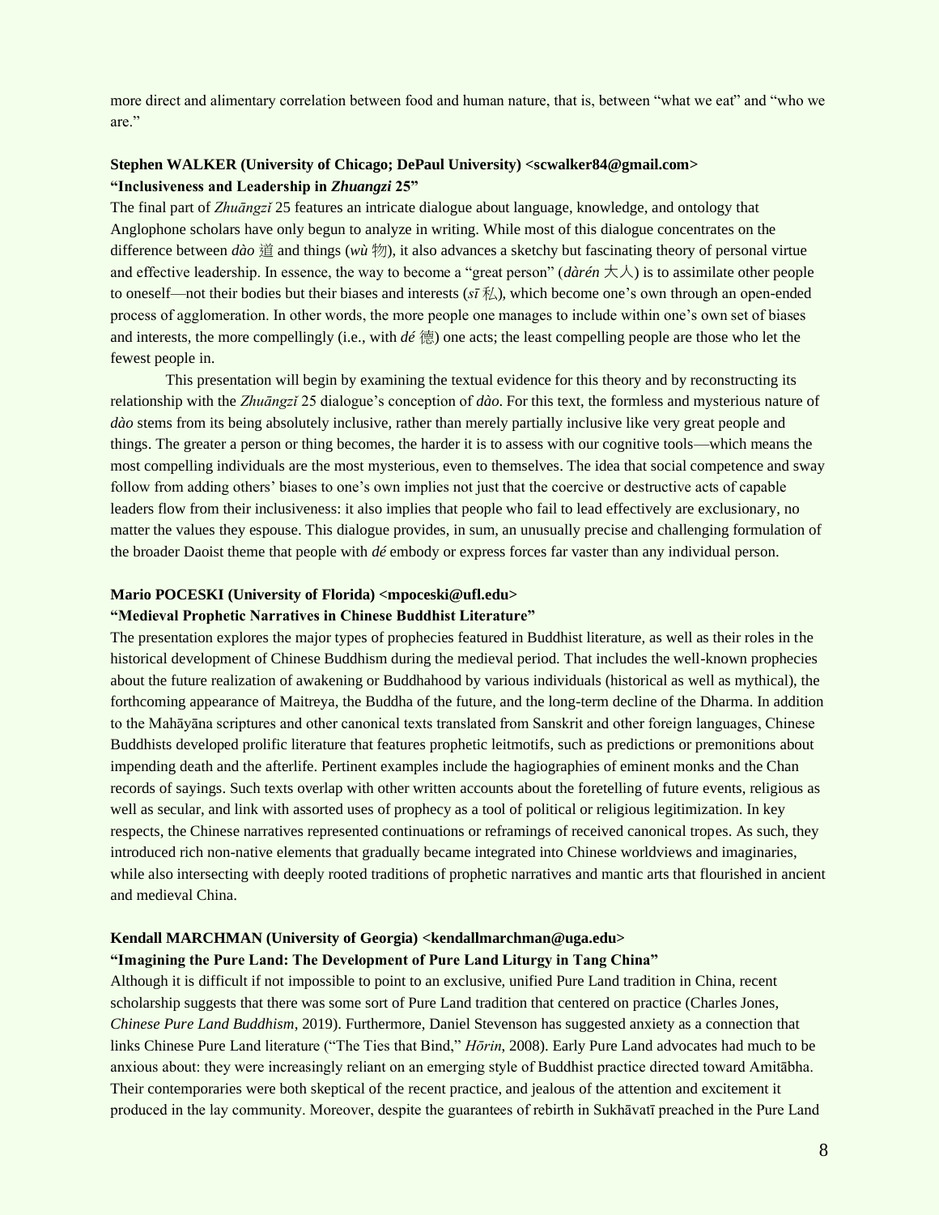more direct and alimentary correlation between food and human nature, that is, between "what we eat" and "who we are."

**Stephen WALKER (University of Chicago; DePaul University) <scwalker84@gmail.com>**
**"Inclusiveness and Leadership in *Zhuangzi* 25"**

The final part of *Zhuāngzǐ* 25 features an intricate dialogue about language, knowledge, and ontology that Anglophone scholars have only begun to analyze in writing. While most of this dialogue concentrates on the difference between *dào* 道 and things (*wù* 物), it also advances a sketchy but fascinating theory of personal virtue and effective leadership. In essence, the way to become a "great person" (*dàrén* 大人) is to assimilate other people to oneself—not their bodies but their biases and interests (*sī* 私), which become one's own through an open-ended process of agglomeration. In other words, the more people one manages to include within one's own set of biases and interests, the more compellingly (i.e., with *dé* 德) one acts; the least compelling people are those who let the fewest people in.

This presentation will begin by examining the textual evidence for this theory and by reconstructing its relationship with the *Zhuāngzǐ* 25 dialogue's conception of *dào*. For this text, the formless and mysterious nature of *dào* stems from its being absolutely inclusive, rather than merely partially inclusive like very great people and things. The greater a person or thing becomes, the harder it is to assess with our cognitive tools—which means the most compelling individuals are the most mysterious, even to themselves. The idea that social competence and sway follow from adding others' biases to one's own implies not just that the coercive or destructive acts of capable leaders flow from their inclusiveness: it also implies that people who fail to lead effectively are exclusionary, no matter the values they espouse. This dialogue provides, in sum, an unusually precise and challenging formulation of the broader Daoist theme that people with *dé* embody or express forces far vaster than any individual person.

**Mario POCESKI (University of Florida) <mpoceski@ufl.edu>**
**"Medieval Prophetic Narratives in Chinese Buddhist Literature"**

The presentation explores the major types of prophecies featured in Buddhist literature, as well as their roles in the historical development of Chinese Buddhism during the medieval period. That includes the well-known prophecies about the future realization of awakening or Buddhahood by various individuals (historical as well as mythical), the forthcoming appearance of Maitreya, the Buddha of the future, and the long-term decline of the Dharma. In addition to the Mahāyāna scriptures and other canonical texts translated from Sanskrit and other foreign languages, Chinese Buddhists developed prolific literature that features prophetic leitmotifs, such as predictions or premonitions about impending death and the afterlife. Pertinent examples include the hagiographies of eminent monks and the Chan records of sayings. Such texts overlap with other written accounts about the foretelling of future events, religious as well as secular, and link with assorted uses of prophecy as a tool of political or religious legitimization. In key respects, the Chinese narratives represented continuations or reframings of received canonical tropes. As such, they introduced rich non-native elements that gradually became integrated into Chinese worldviews and imaginaries, while also intersecting with deeply rooted traditions of prophetic narratives and mantic arts that flourished in ancient and medieval China.

**Kendall MARCHMAN (University of Georgia) <kendallmarchman@uga.edu>**
**"Imagining the Pure Land: The Development of Pure Land Liturgy in Tang China"**

Although it is difficult if not impossible to point to an exclusive, unified Pure Land tradition in China, recent scholarship suggests that there was some sort of Pure Land tradition that centered on practice (Charles Jones, *Chinese Pure Land Buddhism*, 2019). Furthermore, Daniel Stevenson has suggested anxiety as a connection that links Chinese Pure Land literature ("The Ties that Bind," *Hōrin*, 2008). Early Pure Land advocates had much to be anxious about: they were increasingly reliant on an emerging style of Buddhist practice directed toward Amitābha. Their contemporaries were both skeptical of the recent practice, and jealous of the attention and excitement it produced in the lay community. Moreover, despite the guarantees of rebirth in Sukhāvatī preached in the Pure Land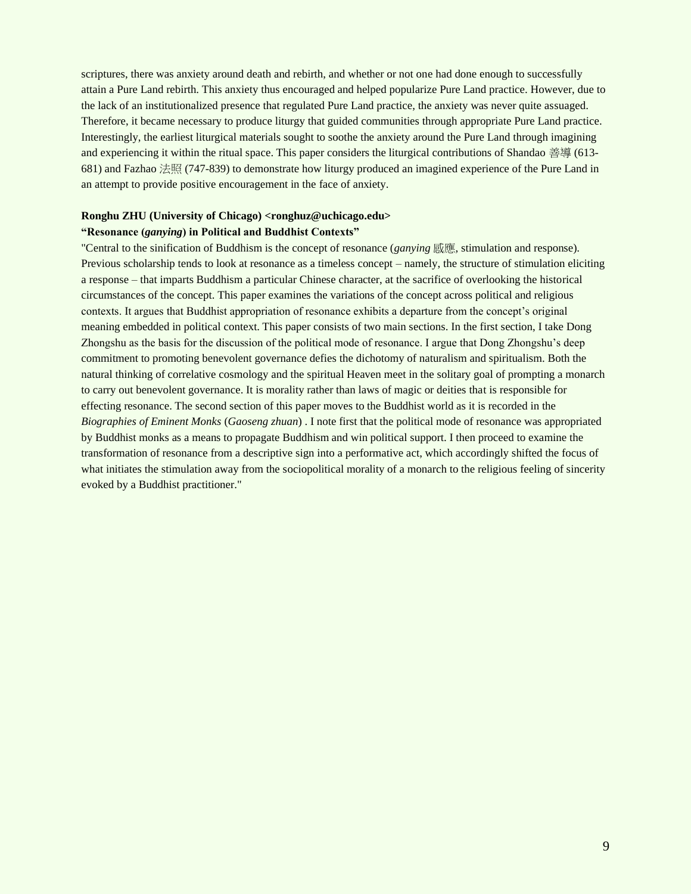scriptures, there was anxiety around death and rebirth, and whether or not one had done enough to successfully attain a Pure Land rebirth. This anxiety thus encouraged and helped popularize Pure Land practice. However, due to the lack of an institutionalized presence that regulated Pure Land practice, the anxiety was never quite assuaged. Therefore, it became necessary to produce liturgy that guided communities through appropriate Pure Land practice. Interestingly, the earliest liturgical materials sought to soothe the anxiety around the Pure Land through imagining and experiencing it within the ritual space. This paper considers the liturgical contributions of Shandao 善導 (613-681) and Fazhao 法照 (747-839) to demonstrate how liturgy produced an imagined experience of the Pure Land in an attempt to provide positive encouragement in the face of anxiety.

**Ronghu ZHU (University of Chicago) <ronghuz@uchicago.edu>**
**"Resonance (*ganying*) in Political and Buddhist Contexts"**

"Central to the sinification of Buddhism is the concept of resonance (*ganying* 感應, stimulation and response). Previous scholarship tends to look at resonance as a timeless concept – namely, the structure of stimulation eliciting a response – that imparts Buddhism a particular Chinese character, at the sacrifice of overlooking the historical circumstances of the concept. This paper examines the variations of the concept across political and religious contexts. It argues that Buddhist appropriation of resonance exhibits a departure from the concept's original meaning embedded in political context. This paper consists of two main sections. In the first section, I take Dong Zhongshu as the basis for the discussion of the political mode of resonance. I argue that Dong Zhongshu's deep commitment to promoting benevolent governance defies the dichotomy of naturalism and spiritualism. Both the natural thinking of correlative cosmology and the spiritual Heaven meet in the solitary goal of prompting a monarch to carry out benevolent governance. It is morality rather than laws of magic or deities that is responsible for effecting resonance. The second section of this paper moves to the Buddhist world as it is recorded in the *Biographies of Eminent Monks* (*Gaoseng zhuan*) . I note first that the political mode of resonance was appropriated by Buddhist monks as a means to propagate Buddhism and win political support. I then proceed to examine the transformation of resonance from a descriptive sign into a performative act, which accordingly shifted the focus of what initiates the stimulation away from the sociopolitical morality of a monarch to the religious feeling of sincerity evoked by a Buddhist practitioner."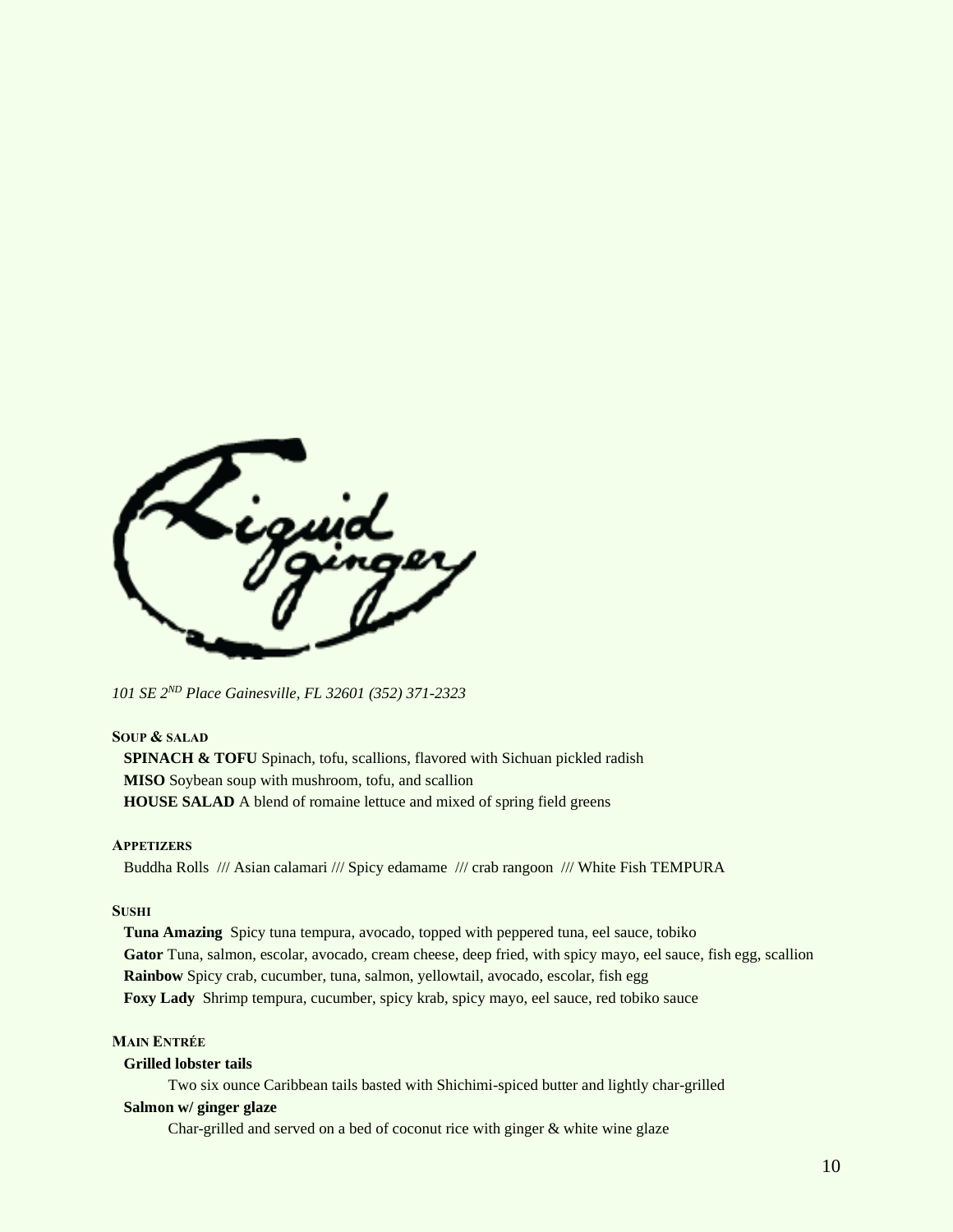*101 SE 2ND Place Gainesville, FL 32601 (352) 371-2323*

## SOUP & SALAD

**SPINACH & TOFU** Spinach, tofu, scallions, flavored with Sichuan pickled radish
**MISO** Soybean soup with mushroom, tofu, and scallion
**HOUSE SALAD** A blend of romaine lettuce and mixed of spring field greens

## APPETIZERS

Buddha Rolls /// Asian calamari /// Spicy edamame /// crab rangoon /// White Fish TEMPURA

## SUSHI

**Tuna Amazing** Spicy tuna tempura, avocado, topped with peppered tuna, eel sauce, tobiko
**Gator** Tuna, salmon, escolar, avocado, cream cheese, deep fried, with spicy mayo, eel sauce, fish egg, scallion
**Rainbow** Spicy crab, cucumber, tuna, salmon, yellowtail, avocado, escolar, fish egg
**Foxy Lady** Shrimp tempura, cucumber, spicy krab, spicy mayo, eel sauce, red tobiko sauce

## MAIN ENTRÉE

**Grilled lobster tails**

Two six ounce Caribbean tails basted with Shichimi-spiced butter and lightly char-grilled

**Salmon w/ ginger glaze**

Char-grilled and served on a bed of coconut rice with ginger & white wine glaze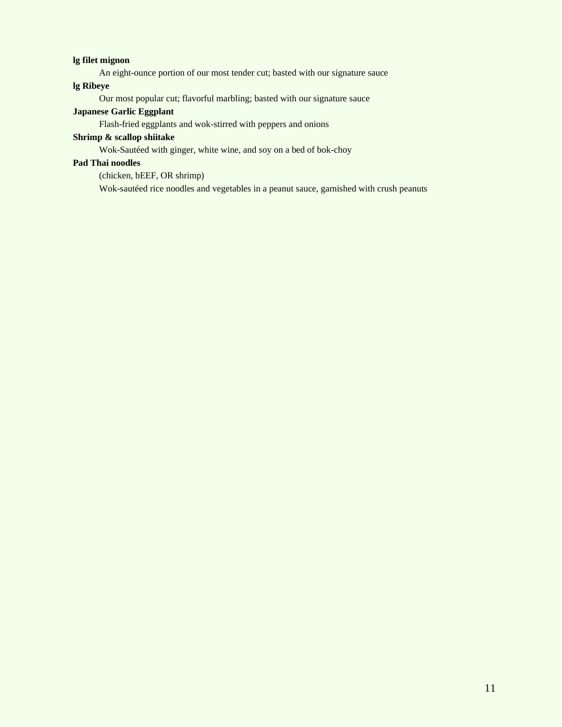**lg filet mignon**

An eight-ounce portion of our most tender cut; basted with our signature sauce

**lg Ribeye**

Our most popular cut; flavorful marbling; basted with our signature sauce

**Japanese Garlic Eggplant**

Flash-fried eggplants and wok-stirred with peppers and onions

**Shrimp & scallop shiitake**

Wok-Sautéed with ginger, white wine, and soy on a bed of bok-choy

**Pad Thai noodles**

(chicken, bEEF, OR shrimp)

Wok-sautéed rice noodles and vegetables in a peanut sauce, garnished with crush peanuts